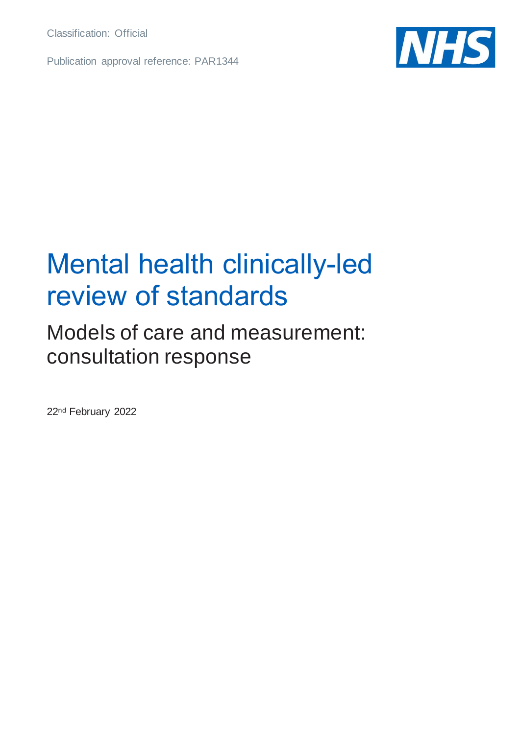Classification: Official

Publication approval reference: PAR1344

# Mental health clinically-led review of standards

## Models of care and measurement: consultation response

22nd February 2022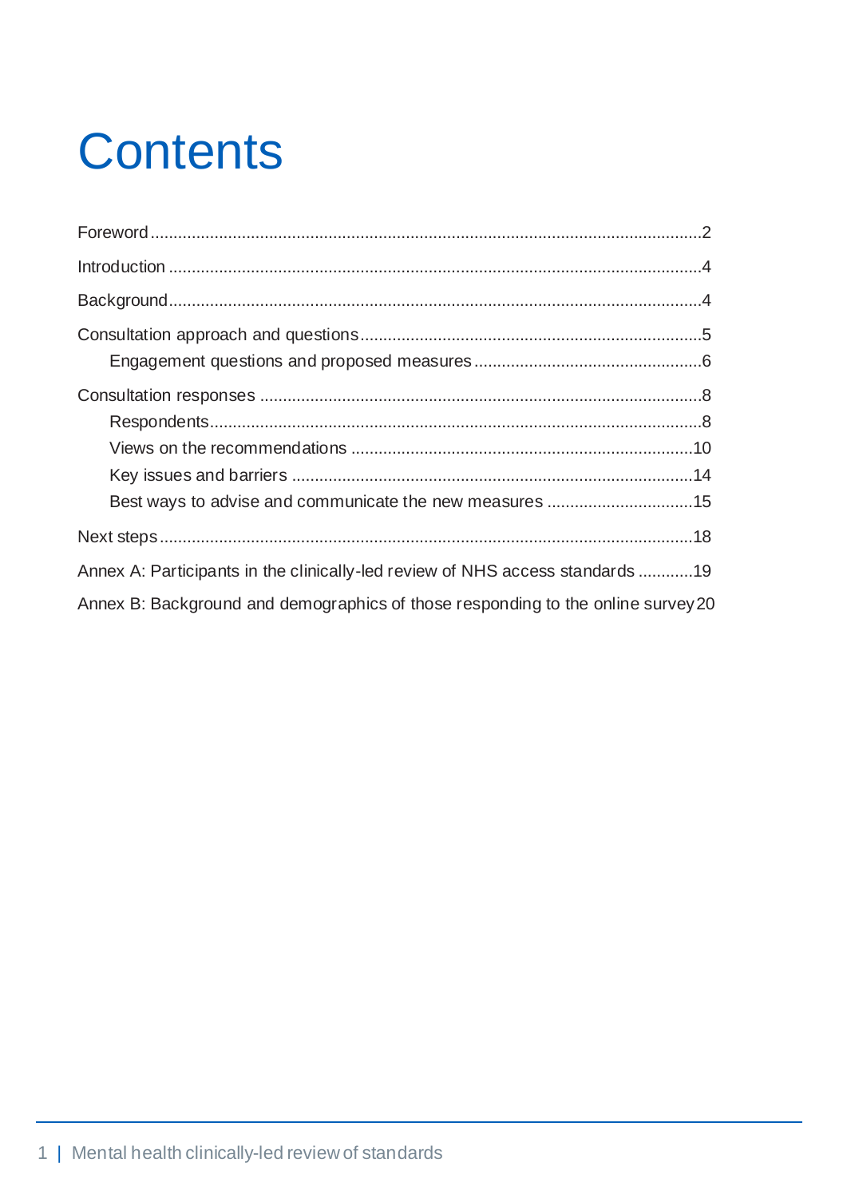# Contents

Foreword ....................................................................................................................2

Introduction ...............................................................................................................4

Background................................................................................................................4

Consultation approach and questions.......................................................................5

- Engagement questions and proposed measures ................................................6

Consultation responses ............................................................................................8

- Respondents........................................................................................................8
- Views on the recommendations .........................................................................10
- Key issues and barriers .....................................................................................14
- Best ways to advise and communicate the new measures ...............................15

Next steps................................................................................................................18

Annex A: Participants in the clinically-led review of NHS access standards ............19

Annex B: Background and demographics of those responding to the online survey 20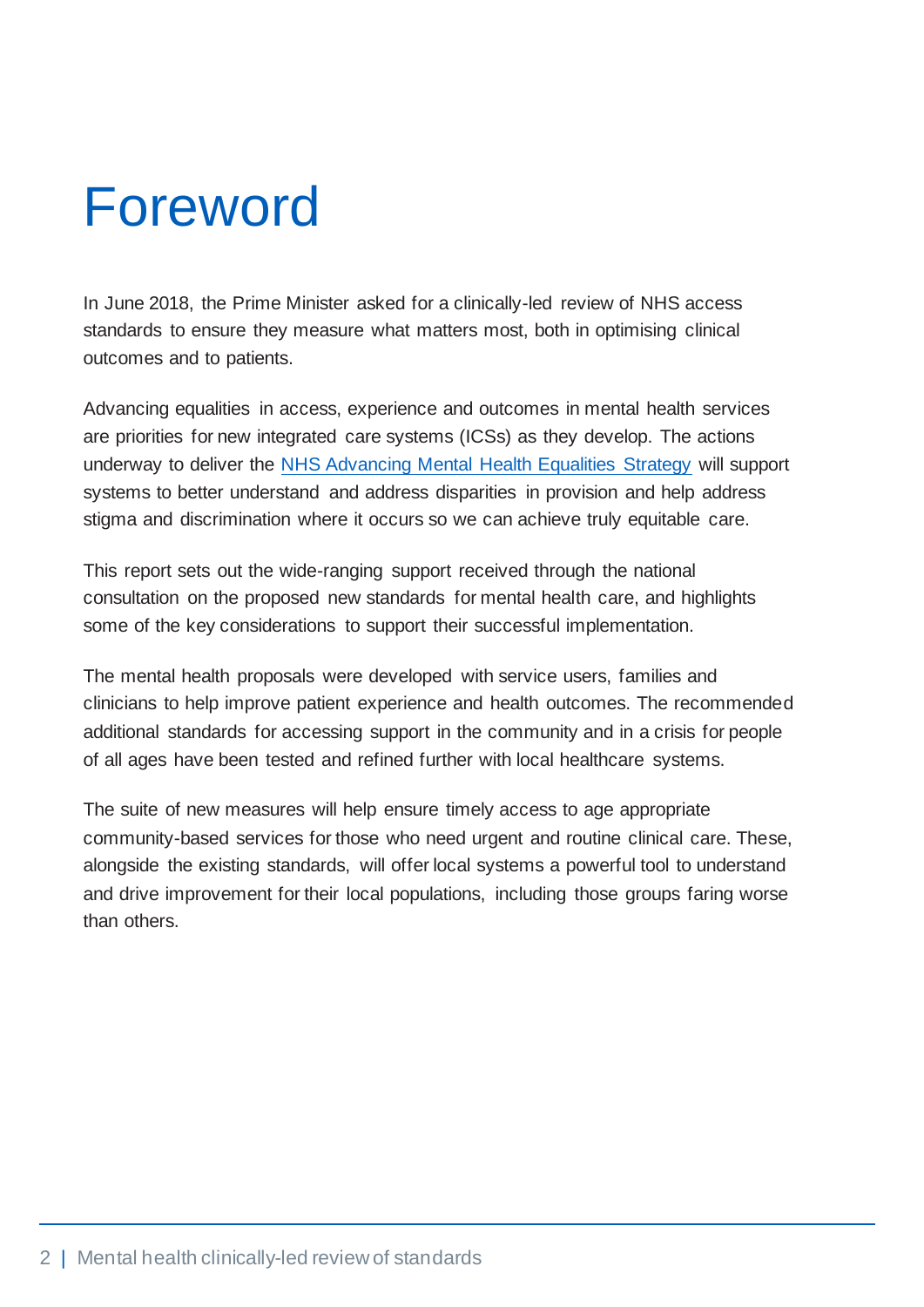# Foreword

In June 2018, the Prime Minister asked for a clinically-led review of NHS access standards to ensure they measure what matters most, both in optimising clinical outcomes and to patients.

Advancing equalities in access, experience and outcomes in mental health services are priorities for new integrated care systems (ICSs) as they develop. The actions underway to deliver the [NHS Advancing Mental Health Equalities Strategy] will support systems to better understand and address disparities in provision and help address stigma and discrimination where it occurs so we can achieve truly equitable care.

This report sets out the wide-ranging support received through the national consultation on the proposed new standards for mental health care, and highlights some of the key considerations to support their successful implementation.

The mental health proposals were developed with service users, families and clinicians to help improve patient experience and health outcomes. The recommended additional standards for accessing support in the community and in a crisis for people of all ages have been tested and refined further with local healthcare systems.

The suite of new measures will help ensure timely access to age appropriate community-based services for those who need urgent and routine clinical care. These, alongside the existing standards, will offer local systems a powerful tool to understand and drive improvement for their local populations, including those groups faring worse than others.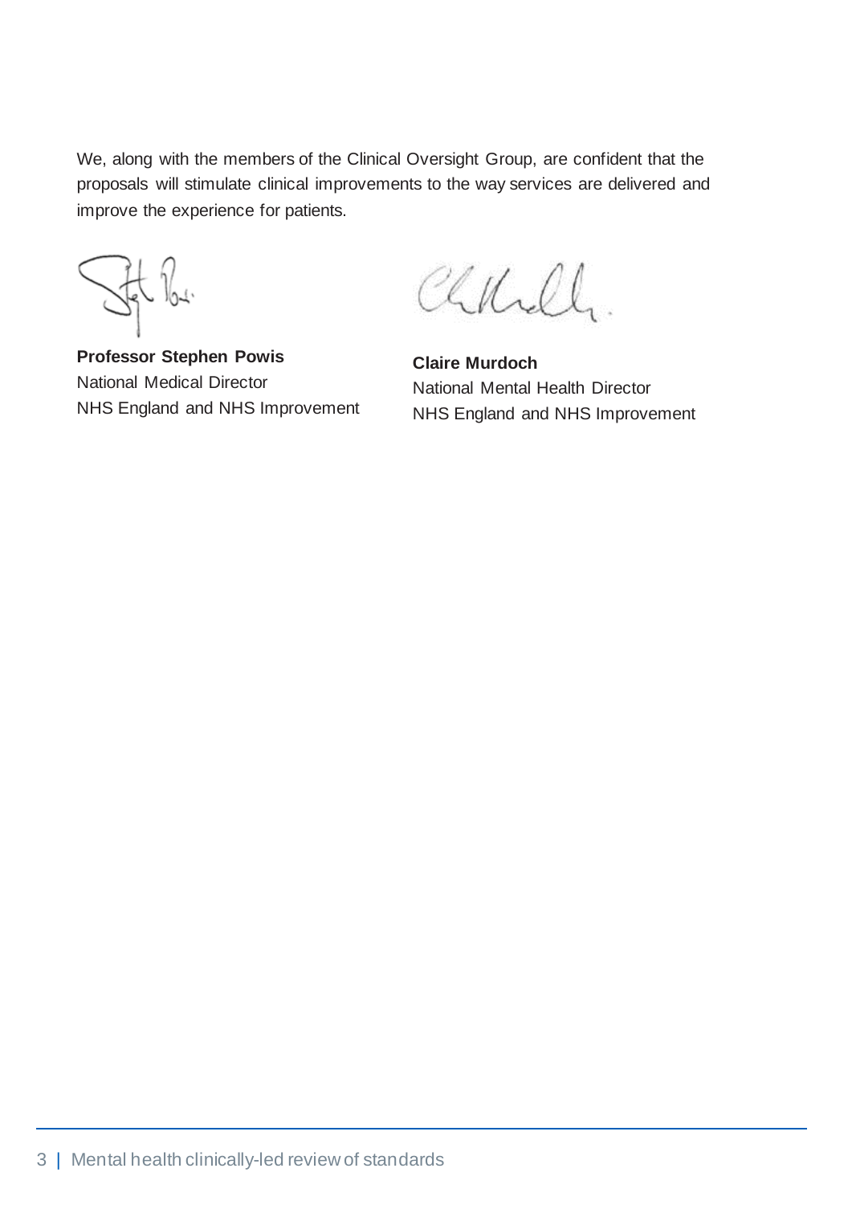We, along with the members of the Clinical Oversight Group, are confident that the proposals will stimulate clinical improvements to the way services are delivered and improve the experience for patients.

**Professor Stephen Powis**
National Medical Director
NHS England and NHS Improvement

**Claire Murdoch**
National Mental Health Director
NHS England and NHS Improvement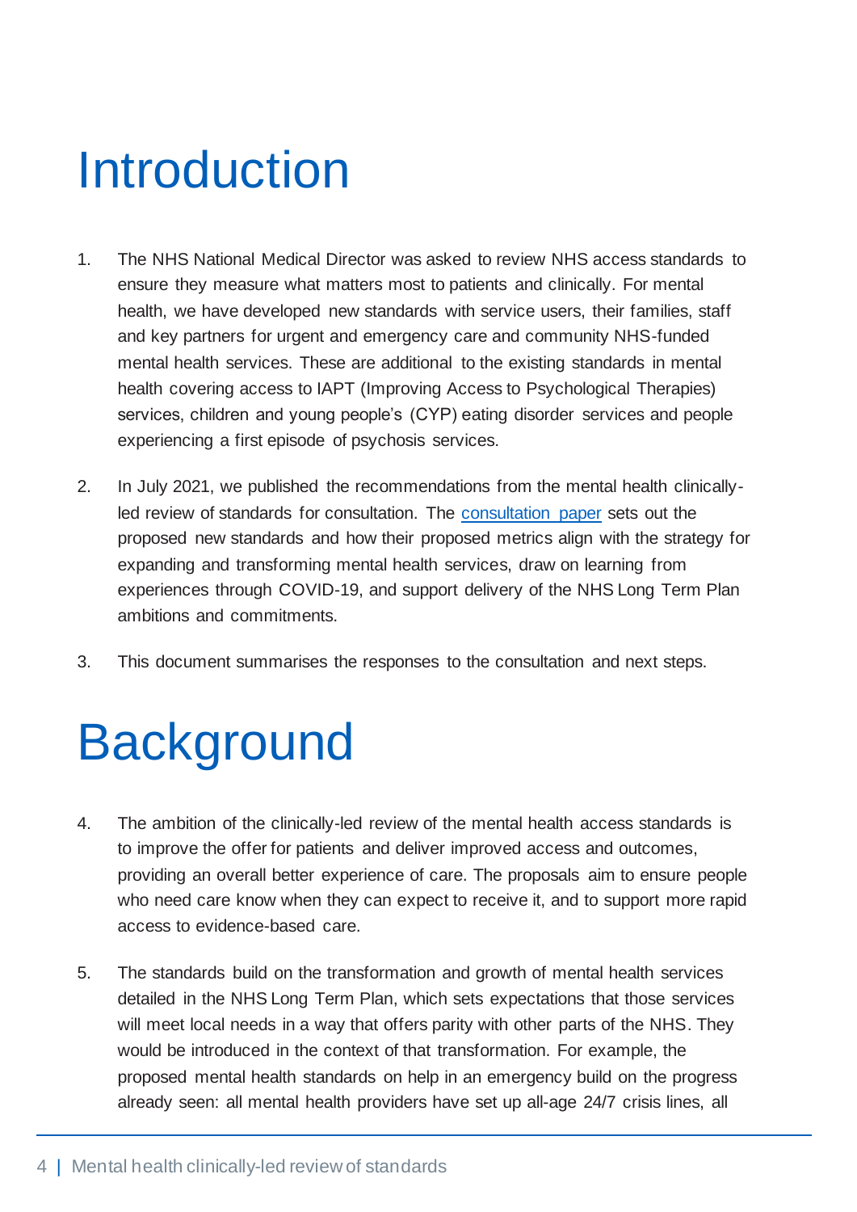# Introduction

1. The NHS National Medical Director was asked to review NHS access standards to ensure they measure what matters most to patients and clinically. For mental health, we have developed new standards with service users, their families, staff and key partners for urgent and emergency care and community NHS-funded mental health services. These are additional to the existing standards in mental health covering access to IAPT (Improving Access to Psychological Therapies) services, children and young people's (CYP) eating disorder services and people experiencing a first episode of psychosis services.

2. In July 2021, we published the recommendations from the mental health clinically-led review of standards for consultation. The consultation paper sets out the proposed new standards and how their proposed metrics align with the strategy for expanding and transforming mental health services, draw on learning from experiences through COVID-19, and support delivery of the NHS Long Term Plan ambitions and commitments.

3. This document summarises the responses to the consultation and next steps.

# Background

4. The ambition of the clinically-led review of the mental health access standards is to improve the offer for patients and deliver improved access and outcomes, providing an overall better experience of care. The proposals aim to ensure people who need care know when they can expect to receive it, and to support more rapid access to evidence-based care.

5. The standards build on the transformation and growth of mental health services detailed in the NHS Long Term Plan, which sets expectations that those services will meet local needs in a way that offers parity with other parts of the NHS. They would be introduced in the context of that transformation. For example, the proposed mental health standards on help in an emergency build on the progress already seen: all mental health providers have set up all-age 24/7 crisis lines, all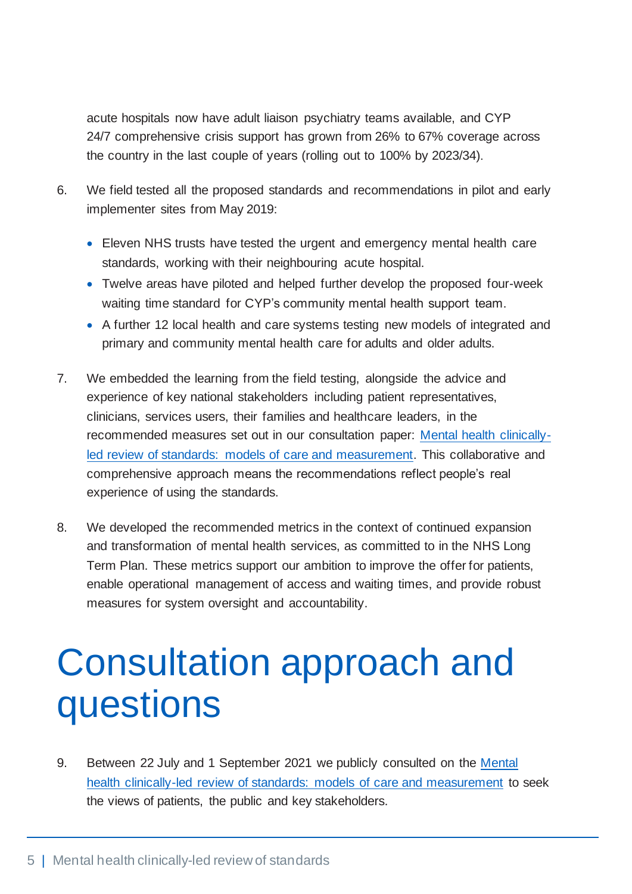acute hospitals now have adult liaison psychiatry teams available, and CYP 24/7 comprehensive crisis support has grown from 26% to 67% coverage across the country in the last couple of years (rolling out to 100% by 2023/34).

6. We field tested all the proposed standards and recommendations in pilot and early implementer sites from May 2019:

   - Eleven NHS trusts have tested the urgent and emergency mental health care standards, working with their neighbouring acute hospital.
   - Twelve areas have piloted and helped further develop the proposed four-week waiting time standard for CYP's community mental health support team.
   - A further 12 local health and care systems testing new models of integrated and primary and community mental health care for adults and older adults.

7. We embedded the learning from the field testing, alongside the advice and experience of key national stakeholders including patient representatives, clinicians, services users, their families and healthcare leaders, in the recommended measures set out in our consultation paper: Mental health clinically-led review of standards: models of care and measurement. This collaborative and comprehensive approach means the recommendations reflect people's real experience of using the standards.

8. We developed the recommended metrics in the context of continued expansion and transformation of mental health services, as committed to in the NHS Long Term Plan. These metrics support our ambition to improve the offer for patients, enable operational management of access and waiting times, and provide robust measures for system oversight and accountability.

# Consultation approach and questions

9. Between 22 July and 1 September 2021 we publicly consulted on the Mental health clinically-led review of standards: models of care and measurement to seek the views of patients, the public and key stakeholders.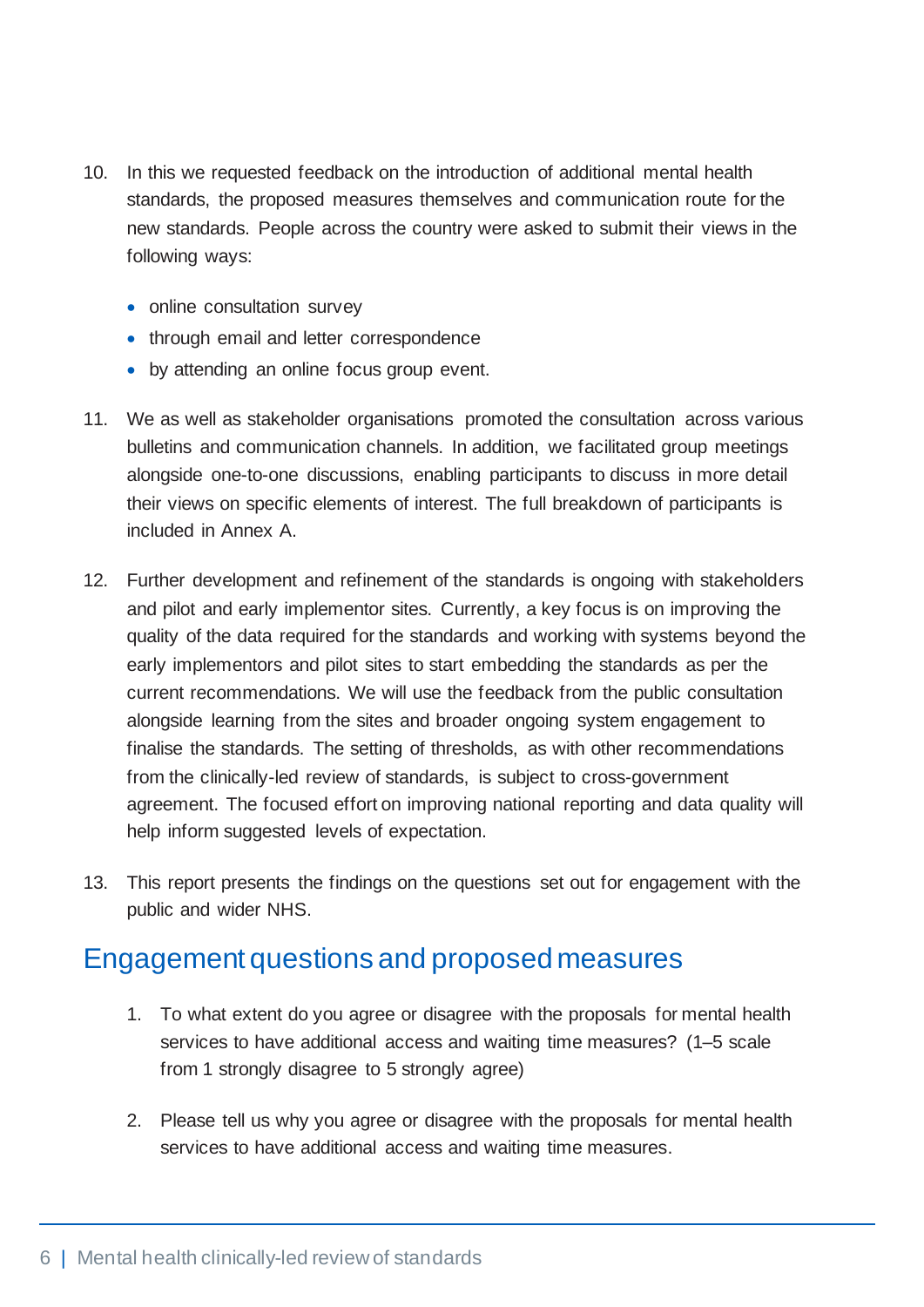10. In this we requested feedback on the introduction of additional mental health standards, the proposed measures themselves and communication route for the new standards. People across the country were asked to submit their views in the following ways:

    - online consultation survey
    - through email and letter correspondence
    - by attending an online focus group event.

11. We as well as stakeholder organisations promoted the consultation across various bulletins and communication channels. In addition, we facilitated group meetings alongside one-to-one discussions, enabling participants to discuss in more detail their views on specific elements of interest. The full breakdown of participants is included in Annex A.

12. Further development and refinement of the standards is ongoing with stakeholders and pilot and early implementor sites. Currently, a key focus is on improving the quality of the data required for the standards and working with systems beyond the early implementors and pilot sites to start embedding the standards as per the current recommendations. We will use the feedback from the public consultation alongside learning from the sites and broader ongoing system engagement to finalise the standards. The setting of thresholds, as with other recommendations from the clinically-led review of standards, is subject to cross-government agreement. The focused effort on improving national reporting and data quality will help inform suggested levels of expectation.

13. This report presents the findings on the questions set out for engagement with the public and wider NHS.

## Engagement questions and proposed measures

1. To what extent do you agree or disagree with the proposals for mental health services to have additional access and waiting time measures? (1–5 scale from 1 strongly disagree to 5 strongly agree)

2. Please tell us why you agree or disagree with the proposals for mental health services to have additional access and waiting time measures.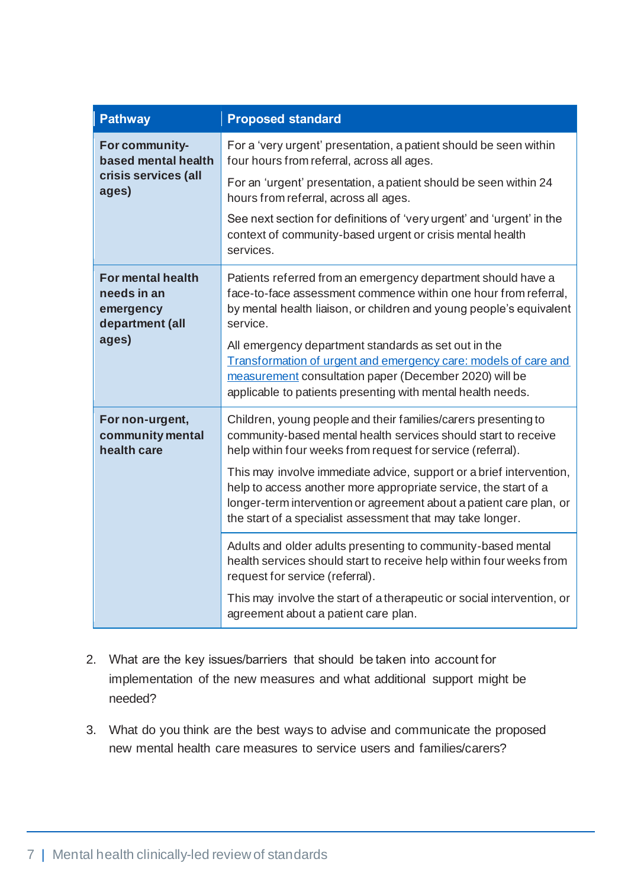| Pathway | Proposed standard |
|---|---|
| **For community-based mental health crisis services (all ages)** | For a 'very urgent' presentation, a patient should be seen within four hours from referral, across all ages.<br><br>For an 'urgent' presentation, a patient should be seen within 24 hours from referral, across all ages.<br><br>See next section for definitions of 'very urgent' and 'urgent' in the context of community-based urgent or crisis mental health services. |
| **For mental health needs in an emergency department (all ages)** | Patients referred from an emergency department should have a face-to-face assessment commence within one hour from referral, by mental health liaison, or children and young people's equivalent service.<br><br>All emergency department standards as set out in the Transformation of urgent and emergency care: models of care and measurement consultation paper (December 2020) will be applicable to patients presenting with mental health needs. |
| **For non-urgent, community mental health care** | Children, young people and their families/carers presenting to community-based mental health services should start to receive help within four weeks from request for service (referral).<br><br>This may involve immediate advice, support or a brief intervention, help to access another more appropriate service, the start of a longer-term intervention or agreement about a patient care plan, or the start of a specialist assessment that may take longer. |
| | Adults and older adults presenting to community-based mental health services should start to receive help within four weeks from request for service (referral).<br><br>This may involve the start of a therapeutic or social intervention, or agreement about a patient care plan. |

2. What are the key issues/barriers that should be taken into account for implementation of the new measures and what additional support might be needed?

3. What do you think are the best ways to advise and communicate the proposed new mental health care measures to service users and families/carers?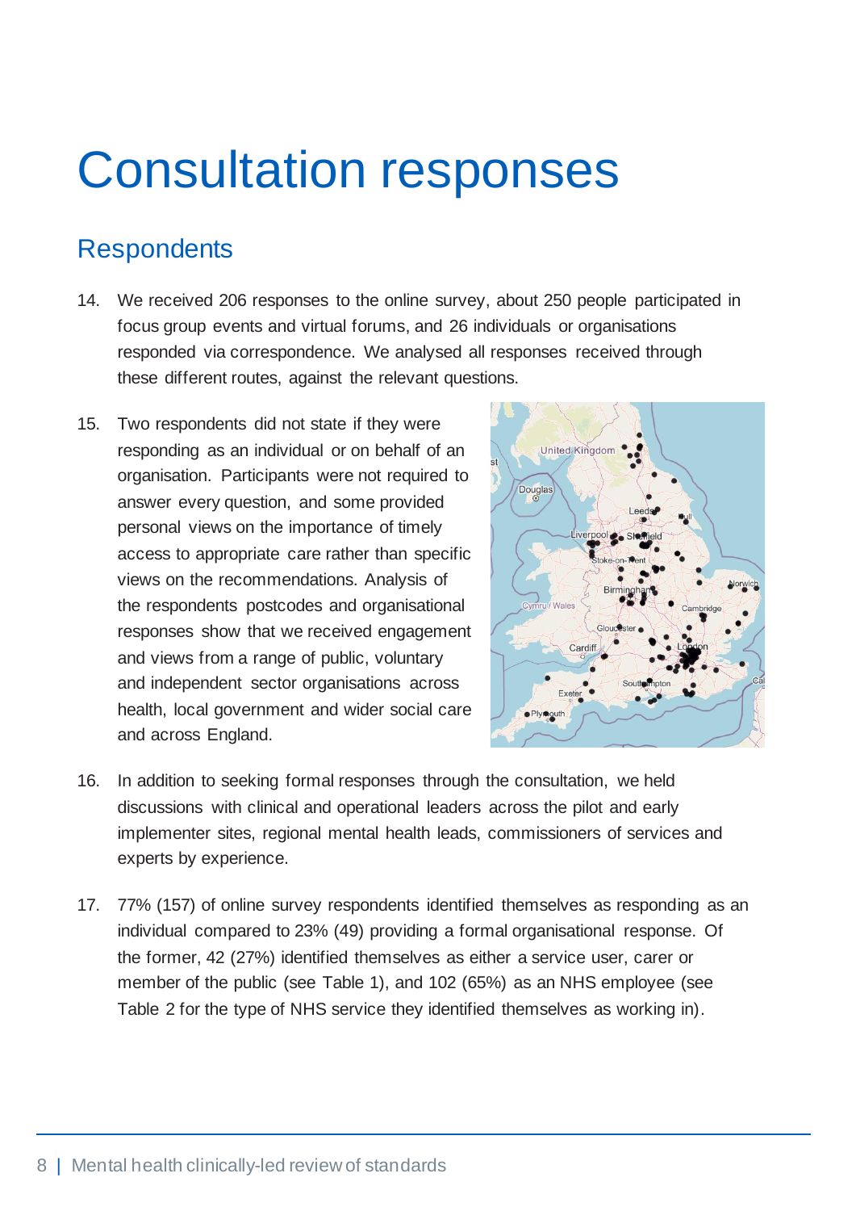# Consultation responses

## Respondents

14. We received 206 responses to the online survey, about 250 people participated in focus group events and virtual forums, and 26 individuals or organisations responded via correspondence. We analysed all responses received through these different routes, against the relevant questions.

15. Two respondents did not state if they were responding as an individual or on behalf of an organisation. Participants were not required to answer every question, and some provided personal views on the importance of timely access to appropriate care rather than specific views on the recommendations. Analysis of the respondents postcodes and organisational responses show that we received engagement and views from a range of public, voluntary and independent sector organisations across health, local government and wider social care and across England.

16. In addition to seeking formal responses through the consultation, we held discussions with clinical and operational leaders across the pilot and early implementer sites, regional mental health leads, commissioners of services and experts by experience.

17. 77% (157) of online survey respondents identified themselves as responding as an individual compared to 23% (49) providing a formal organisational response. Of the former, 42 (27%) identified themselves as either a service user, carer or member of the public (see Table 1), and 102 (65%) as an NHS employee (see Table 2 for the type of NHS service they identified themselves as working in).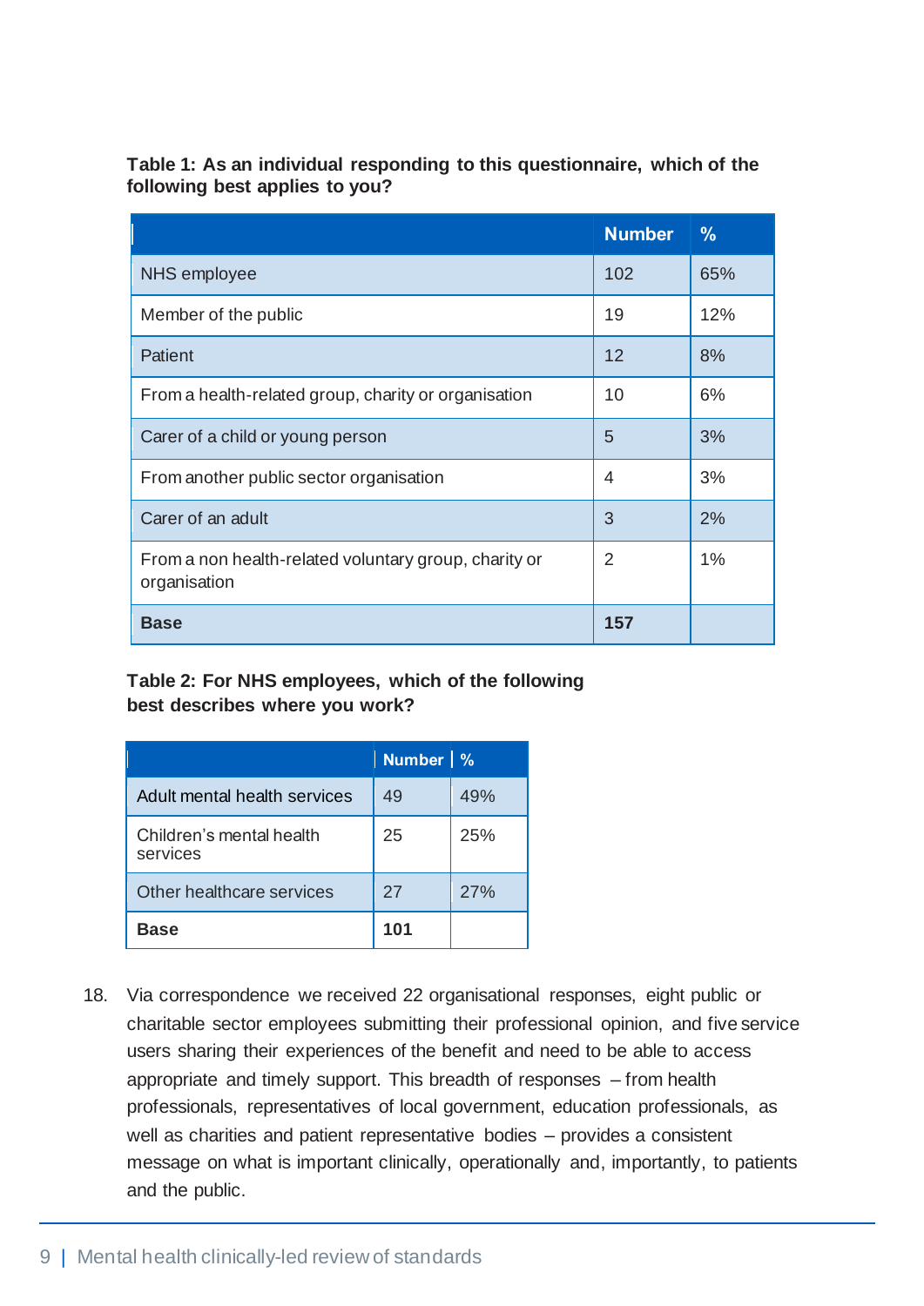**Table 1: As an individual responding to this questionnaire, which of the following best applies to you?**

| | Number | % |
|---|---|---|
| NHS employee | 102 | 65% |
| Member of the public | 19 | 12% |
| Patient | 12 | 8% |
| From a health-related group, charity or organisation | 10 | 6% |
| Carer of a child or young person | 5 | 3% |
| From another public sector organisation | 4 | 3% |
| Carer of an adult | 3 | 2% |
| From a non health-related voluntary group, charity or organisation | 2 | 1% |
| **Base** | **157** | |

**Table 2: For NHS employees, which of the following best describes where you work?**

| | Number | % |
|---|---|---|
| Adult mental health services | 49 | 49% |
| Children's mental health services | 25 | 25% |
| Other healthcare services | 27 | 27% |
| **Base** | **101** | |

18. Via correspondence we received 22 organisational responses, eight public or charitable sector employees submitting their professional opinion, and five service users sharing their experiences of the benefit and need to be able to access appropriate and timely support. This breadth of responses – from health professionals, representatives of local government, education professionals, as well as charities and patient representative bodies – provides a consistent message on what is important clinically, operationally and, importantly, to patients and the public.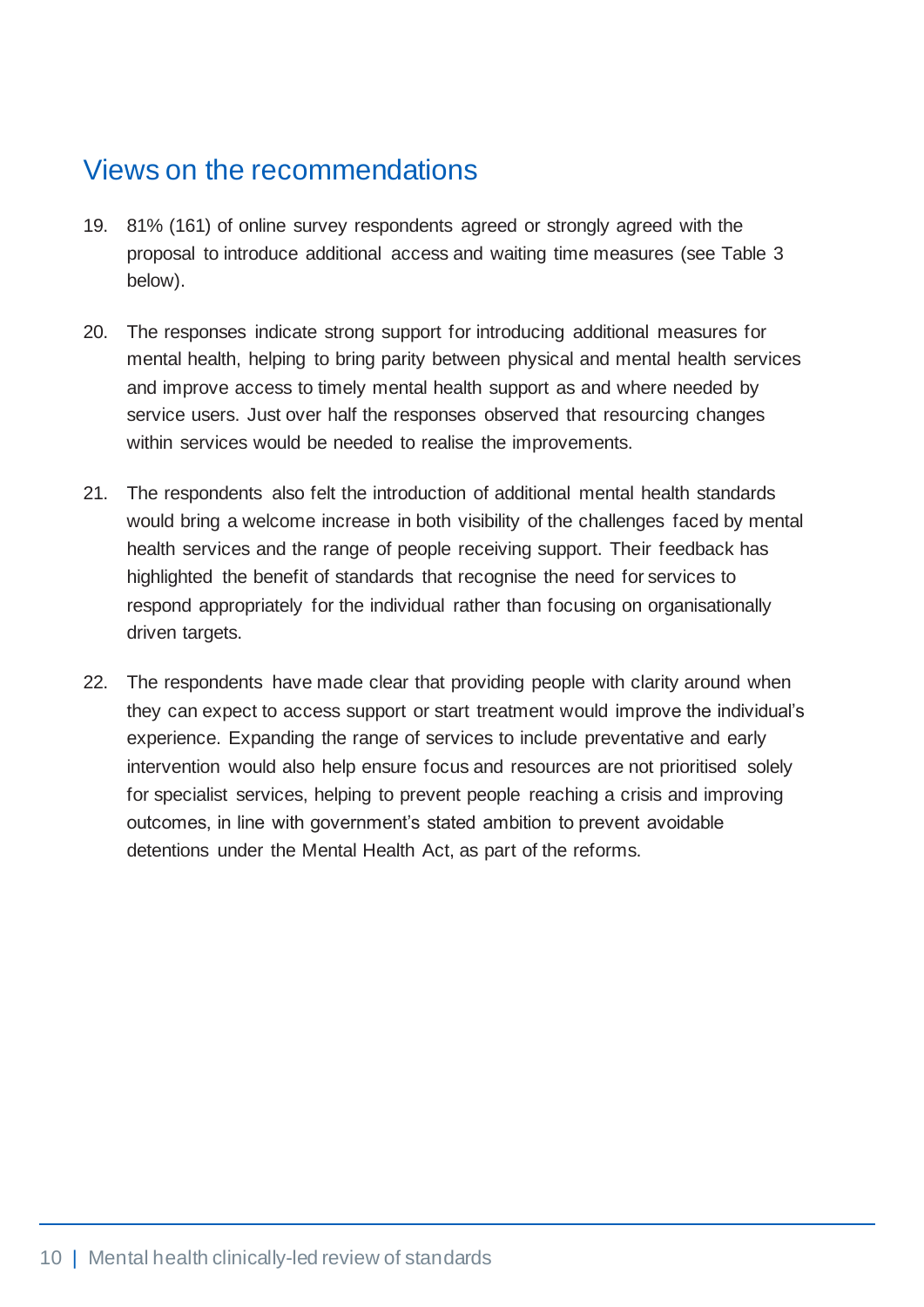## Views on the recommendations

19. 81% (161) of online survey respondents agreed or strongly agreed with the proposal to introduce additional access and waiting time measures (see Table 3 below).

20. The responses indicate strong support for introducing additional measures for mental health, helping to bring parity between physical and mental health services and improve access to timely mental health support as and where needed by service users. Just over half the responses observed that resourcing changes within services would be needed to realise the improvements.

21. The respondents also felt the introduction of additional mental health standards would bring a welcome increase in both visibility of the challenges faced by mental health services and the range of people receiving support. Their feedback has highlighted the benefit of standards that recognise the need for services to respond appropriately for the individual rather than focusing on organisationally driven targets.

22. The respondents have made clear that providing people with clarity around when they can expect to access support or start treatment would improve the individual's experience. Expanding the range of services to include preventative and early intervention would also help ensure focus and resources are not prioritised solely for specialist services, helping to prevent people reaching a crisis and improving outcomes, in line with government's stated ambition to prevent avoidable detentions under the Mental Health Act, as part of the reforms.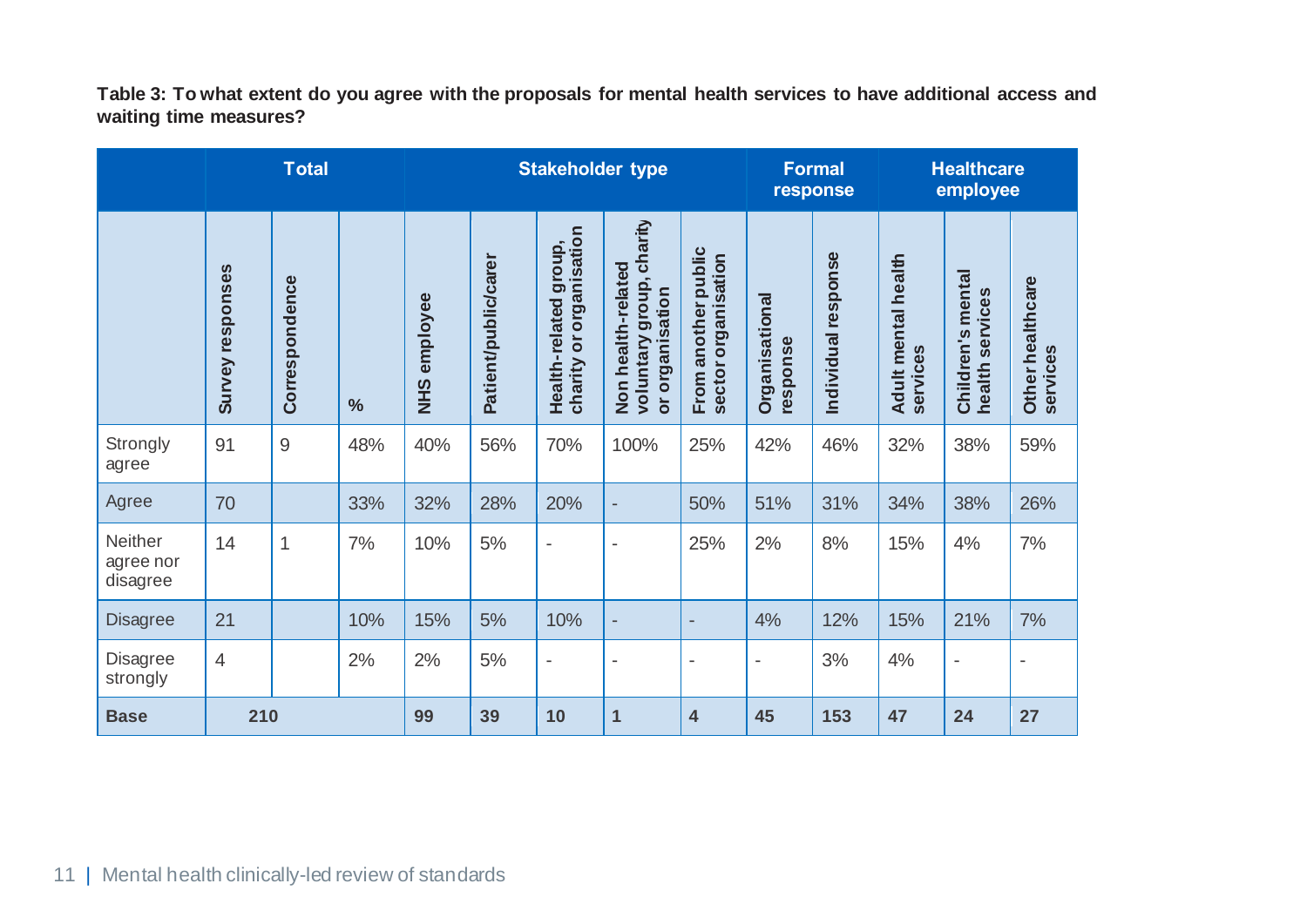**Table 3: To what extent do you agree with the proposals for mental health services to have additional access and waiting time measures?**

| | Total | | | Stakeholder type | | | | | Formal response | | Healthcare employee | | |
|---|---|---|---|---|---|---|---|---|---|---|---|---|---|
| | Survey responses | Correspondence | % | NHS employee | Patient/public/carer | Health-related group, charity or organisation | Non health-related voluntary group, charity or organisation | From another public sector organisation | Organisational response | Individual response | Adult mental health services | Children's mental health services | Other healthcare services |
| Strongly agree | 91 | 9 | 48% | 40% | 56% | 70% | 100% | 25% | 42% | 46% | 32% | 38% | 59% |
| Agree | 70 | | 33% | 32% | 28% | 20% | - | 50% | 51% | 31% | 34% | 38% | 26% |
| Neither agree nor disagree | 14 | 1 | 7% | 10% | 5% | - | - | 25% | 2% | 8% | 15% | 4% | 7% |
| Disagree | 21 | | 10% | 15% | 5% | 10% | - | - | 4% | 12% | 15% | 21% | 7% |
| Disagree strongly | 4 | | 2% | 2% | 5% | - | - | - | - | 3% | 4% | - | - |
| **Base** | **210** | | | **99** | **39** | **10** | **1** | **4** | **45** | **153** | **47** | **24** | **27** |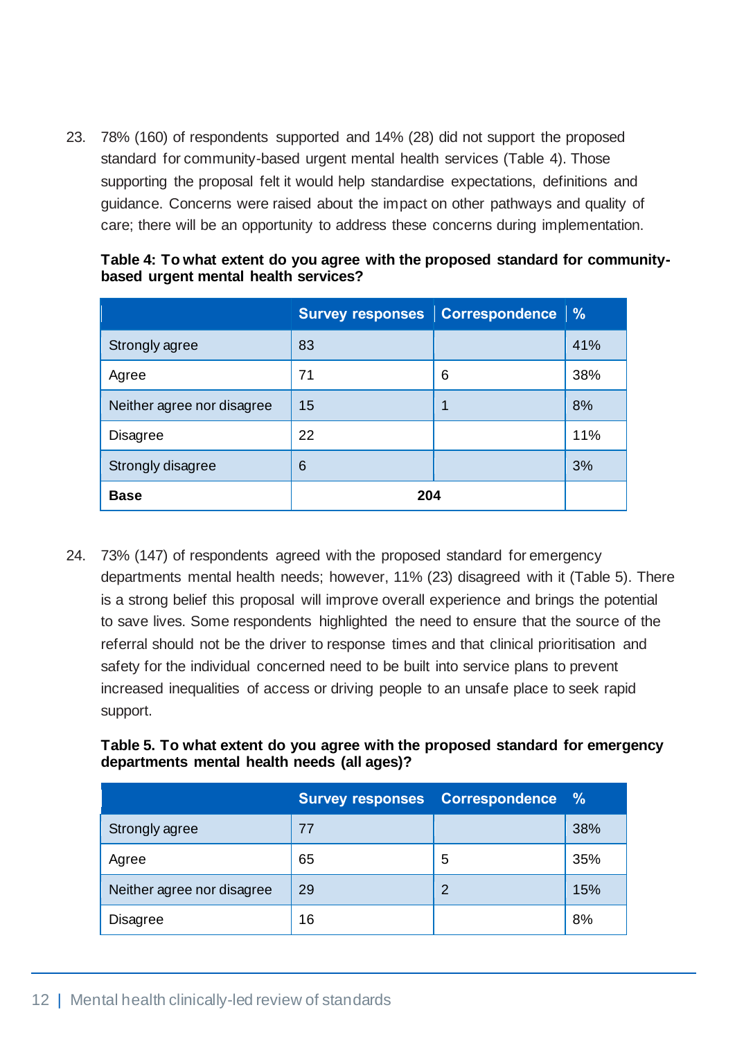23. 78% (160) of respondents supported and 14% (28) did not support the proposed standard for community-based urgent mental health services (Table 4). Those supporting the proposal felt it would help standardise expectations, definitions and guidance. Concerns were raised about the impact on other pathways and quality of care; there will be an opportunity to address these concerns during implementation.

**Table 4: To what extent do you agree with the proposed standard for community-based urgent mental health services?**

| | Survey responses | Correspondence | % |
|---|---|---|---|
| Strongly agree | 83 | | 41% |
| Agree | 71 | 6 | 38% |
| Neither agree nor disagree | 15 | 1 | 8% |
| Disagree | 22 | | 11% |
| Strongly disagree | 6 | | 3% |
| **Base** | **204** | | |

24. 73% (147) of respondents agreed with the proposed standard for emergency departments mental health needs; however, 11% (23) disagreed with it (Table 5). There is a strong belief this proposal will improve overall experience and brings the potential to save lives. Some respondents highlighted the need to ensure that the source of the referral should not be the driver to response times and that clinical prioritisation and safety for the individual concerned need to be built into service plans to prevent increased inequalities of access or driving people to an unsafe place to seek rapid support.

**Table 5. To what extent do you agree with the proposed standard for emergency departments mental health needs (all ages)?**

| | Survey responses | Correspondence | % |
|---|---|---|---|
| Strongly agree | 77 | | 38% |
| Agree | 65 | 5 | 35% |
| Neither agree nor disagree | 29 | 2 | 15% |
| Disagree | 16 | | 8% |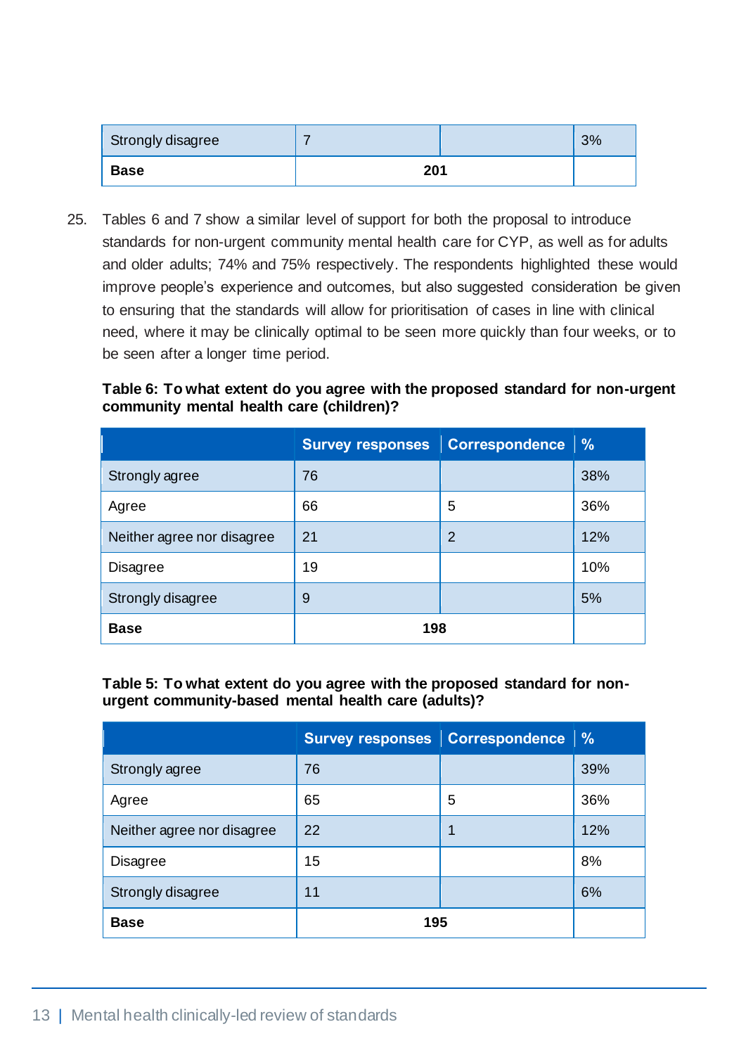| Strongly disagree | 7 | | 3% |
|---|---|---|---|
| **Base** | **201** | | |

25. Tables 6 and 7 show a similar level of support for both the proposal to introduce standards for non-urgent community mental health care for CYP, as well as for adults and older adults; 74% and 75% respectively. The respondents highlighted these would improve people's experience and outcomes, but also suggested consideration be given to ensuring that the standards will allow for prioritisation of cases in line with clinical need, where it may be clinically optimal to be seen more quickly than four weeks, or to be seen after a longer time period.

**Table 6: To what extent do you agree with the proposed standard for non-urgent community mental health care (children)?**

| | Survey responses | Correspondence | % |
|---|---|---|---|
| Strongly agree | 76 | | 38% |
| Agree | 66 | 5 | 36% |
| Neither agree nor disagree | 21 | 2 | 12% |
| Disagree | 19 | | 10% |
| Strongly disagree | 9 | | 5% |
| **Base** | **198** | | |

**Table 5: To what extent do you agree with the proposed standard for non-urgent community-based mental health care (adults)?**

| | Survey responses | Correspondence | % |
|---|---|---|---|
| Strongly agree | 76 | | 39% |
| Agree | 65 | 5 | 36% |
| Neither agree nor disagree | 22 | 1 | 12% |
| Disagree | 15 | | 8% |
| Strongly disagree | 11 | | 6% |
| **Base** | **195** | | |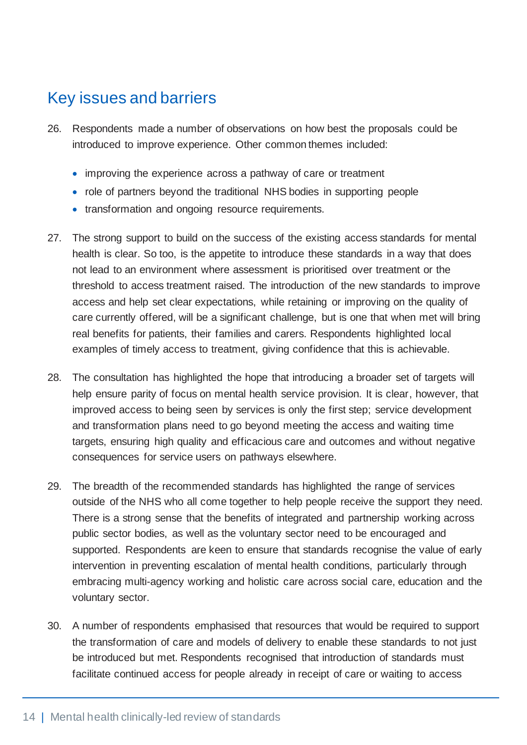## Key issues and barriers

26. Respondents made a number of observations on how best the proposals could be introduced to improve experience. Other common themes included:

    - improving the experience across a pathway of care or treatment
    - role of partners beyond the traditional NHS bodies in supporting people
    - transformation and ongoing resource requirements.

27. The strong support to build on the success of the existing access standards for mental health is clear. So too, is the appetite to introduce these standards in a way that does not lead to an environment where assessment is prioritised over treatment or the threshold to access treatment raised. The introduction of the new standards to improve access and help set clear expectations, while retaining or improving on the quality of care currently offered, will be a significant challenge, but is one that when met will bring real benefits for patients, their families and carers. Respondents highlighted local examples of timely access to treatment, giving confidence that this is achievable.

28. The consultation has highlighted the hope that introducing a broader set of targets will help ensure parity of focus on mental health service provision. It is clear, however, that improved access to being seen by services is only the first step; service development and transformation plans need to go beyond meeting the access and waiting time targets, ensuring high quality and efficacious care and outcomes and without negative consequences for service users on pathways elsewhere.

29. The breadth of the recommended standards has highlighted the range of services outside of the NHS who all come together to help people receive the support they need. There is a strong sense that the benefits of integrated and partnership working across public sector bodies, as well as the voluntary sector need to be encouraged and supported. Respondents are keen to ensure that standards recognise the value of early intervention in preventing escalation of mental health conditions, particularly through embracing multi-agency working and holistic care across social care, education and the voluntary sector.

30. A number of respondents emphasised that resources that would be required to support the transformation of care and models of delivery to enable these standards to not just be introduced but met. Respondents recognised that introduction of standards must facilitate continued access for people already in receipt of care or waiting to access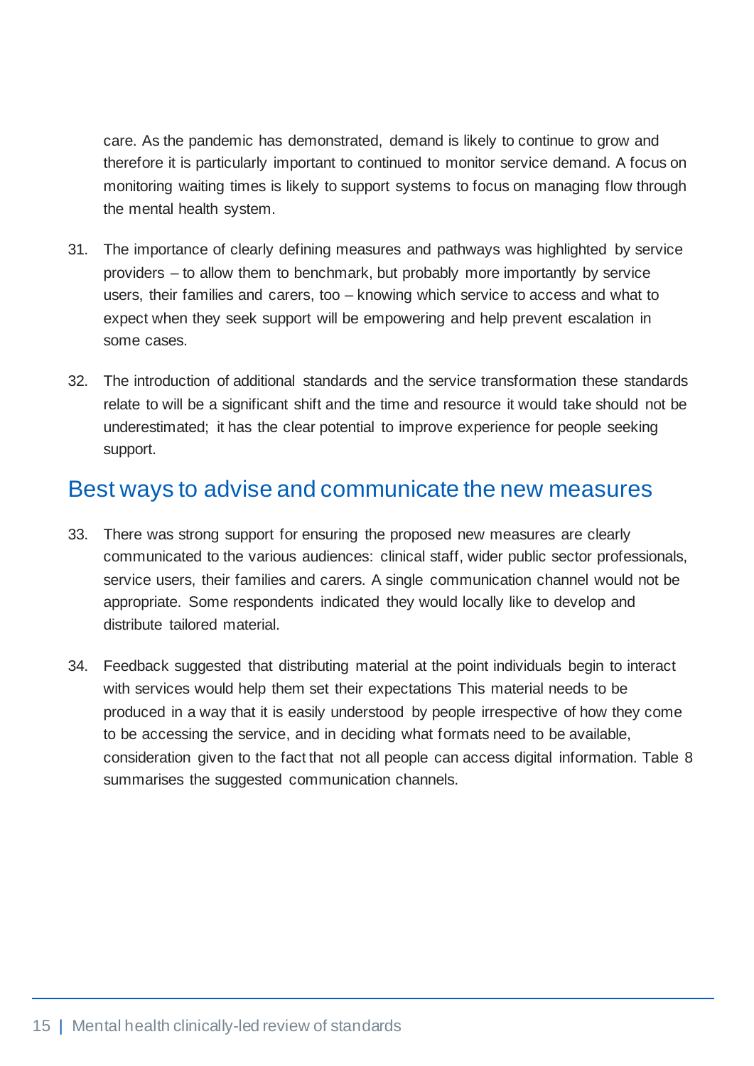care. As the pandemic has demonstrated, demand is likely to continue to grow and therefore it is particularly important to continued to monitor service demand. A focus on monitoring waiting times is likely to support systems to focus on managing flow through the mental health system.

31. The importance of clearly defining measures and pathways was highlighted by service providers – to allow them to benchmark, but probably more importantly by service users, their families and carers, too – knowing which service to access and what to expect when they seek support will be empowering and help prevent escalation in some cases.

32. The introduction of additional standards and the service transformation these standards relate to will be a significant shift and the time and resource it would take should not be underestimated; it has the clear potential to improve experience for people seeking support.

## Best ways to advise and communicate the new measures

33. There was strong support for ensuring the proposed new measures are clearly communicated to the various audiences: clinical staff, wider public sector professionals, service users, their families and carers. A single communication channel would not be appropriate. Some respondents indicated they would locally like to develop and distribute tailored material.

34. Feedback suggested that distributing material at the point individuals begin to interact with services would help them set their expectations This material needs to be produced in a way that it is easily understood by people irrespective of how they come to be accessing the service, and in deciding what formats need to be available, consideration given to the fact that not all people can access digital information. Table 8 summarises the suggested communication channels.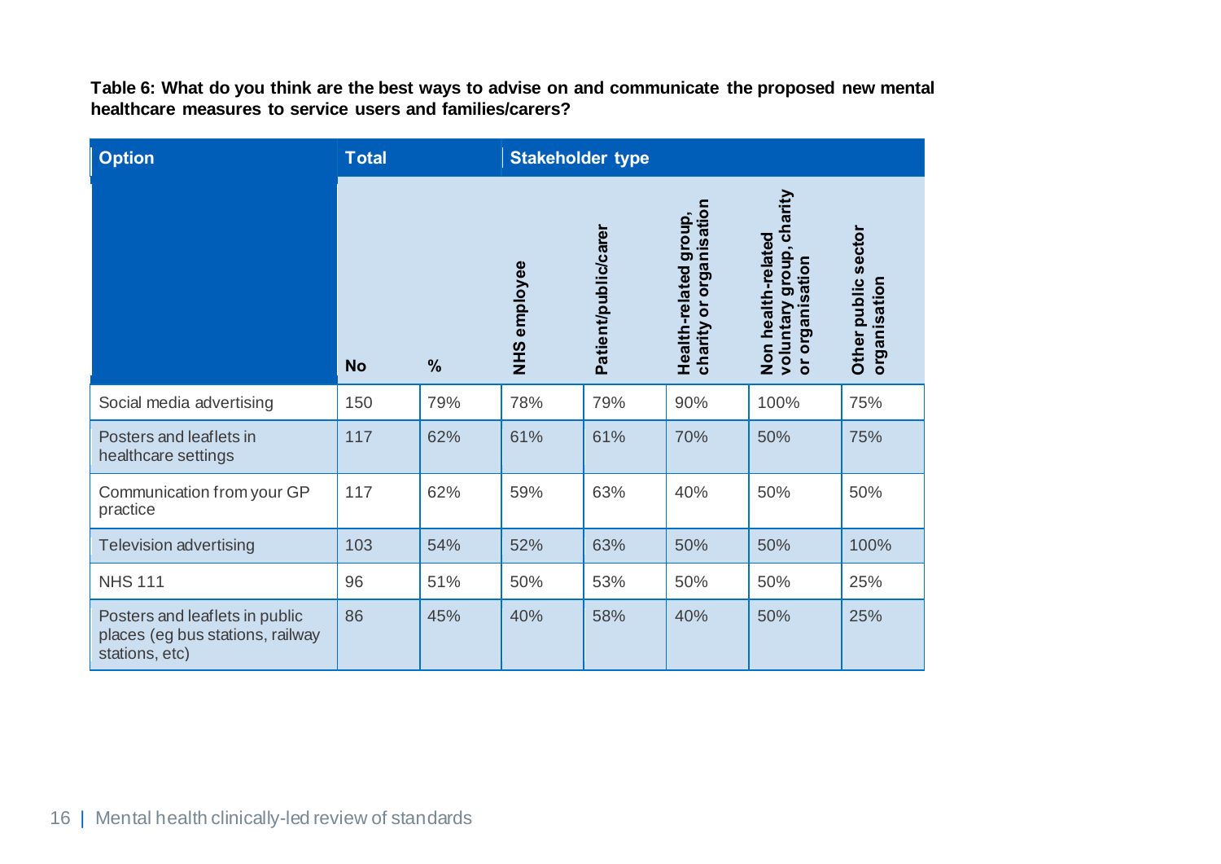**Table 6: What do you think are the best ways to advise on and communicate the proposed new mental healthcare measures to service users and families/carers?**

| Option | Total | | Stakeholder type | | | | |
|---|---|---|---|---|---|---|---|
| | No | % | NHS employee | Patient/public/carer | Health-related group, charity or organisation | Non health-related voluntary group, charity or organisation | Other public sector organisation |
| Social media advertising | 150 | 79% | 78% | 79% | 90% | 100% | 75% |
| Posters and leaflets in healthcare settings | 117 | 62% | 61% | 61% | 70% | 50% | 75% |
| Communication from your GP practice | 117 | 62% | 59% | 63% | 40% | 50% | 50% |
| Television advertising | 103 | 54% | 52% | 63% | 50% | 50% | 100% |
| NHS 111 | 96 | 51% | 50% | 53% | 50% | 50% | 25% |
| Posters and leaflets in public places (eg bus stations, railway stations, etc) | 86 | 45% | 40% | 58% | 40% | 50% | 25% |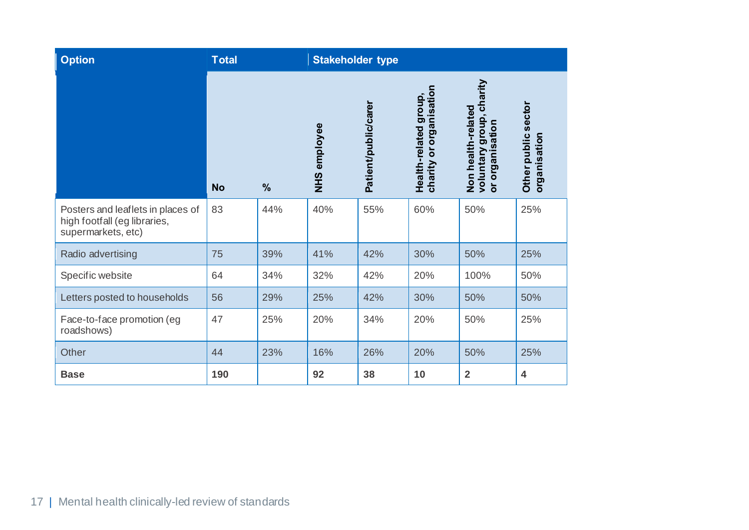| Option | Total | | Stakeholder type | | | | |
|---|---|---|---|---|---|---|---|
| | No | % | NHS employee | Patient/public/carer | Health-related group, charity or organisation | Non health-related voluntary group, charity or organisation | Other public sector organisation |
| Posters and leaflets in places of high footfall (eg libraries, supermarkets, etc) | 83 | 44% | 40% | 55% | 60% | 50% | 25% |
| Radio advertising | 75 | 39% | 41% | 42% | 30% | 50% | 25% |
| Specific website | 64 | 34% | 32% | 42% | 20% | 100% | 50% |
| Letters posted to households | 56 | 29% | 25% | 42% | 30% | 50% | 50% |
| Face-to-face promotion (eg roadshows) | 47 | 25% | 20% | 34% | 20% | 50% | 25% |
| Other | 44 | 23% | 16% | 26% | 20% | 50% | 25% |
| **Base** | **190** | | **92** | **38** | **10** | **2** | **4** |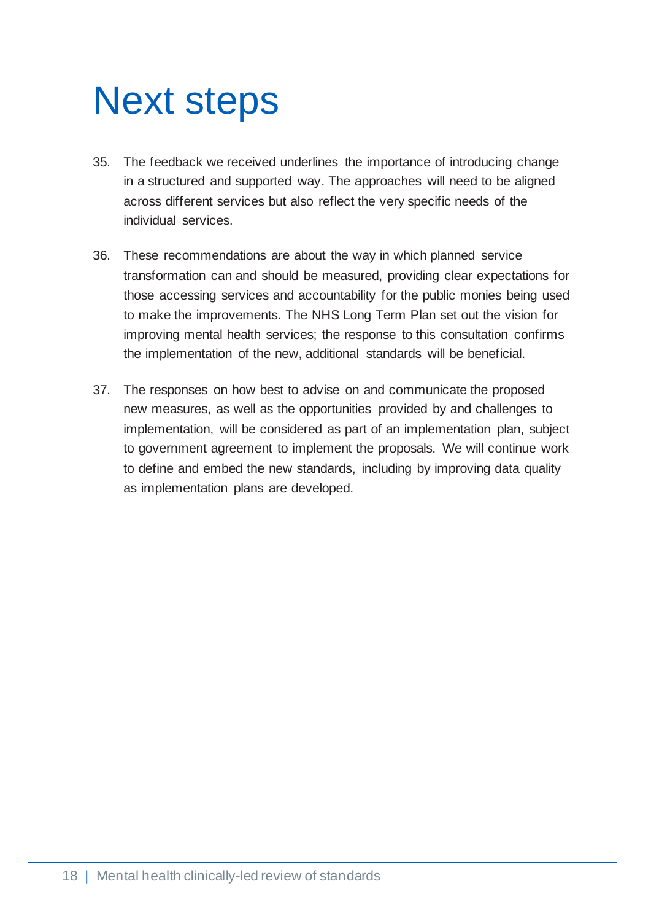# Next steps

35. The feedback we received underlines the importance of introducing change in a structured and supported way. The approaches will need to be aligned across different services but also reflect the very specific needs of the individual services.

36. These recommendations are about the way in which planned service transformation can and should be measured, providing clear expectations for those accessing services and accountability for the public monies being used to make the improvements. The NHS Long Term Plan set out the vision for improving mental health services; the response to this consultation confirms the implementation of the new, additional standards will be beneficial.

37. The responses on how best to advise on and communicate the proposed new measures, as well as the opportunities provided by and challenges to implementation, will be considered as part of an implementation plan, subject to government agreement to implement the proposals. We will continue work to define and embed the new standards, including by improving data quality as implementation plans are developed.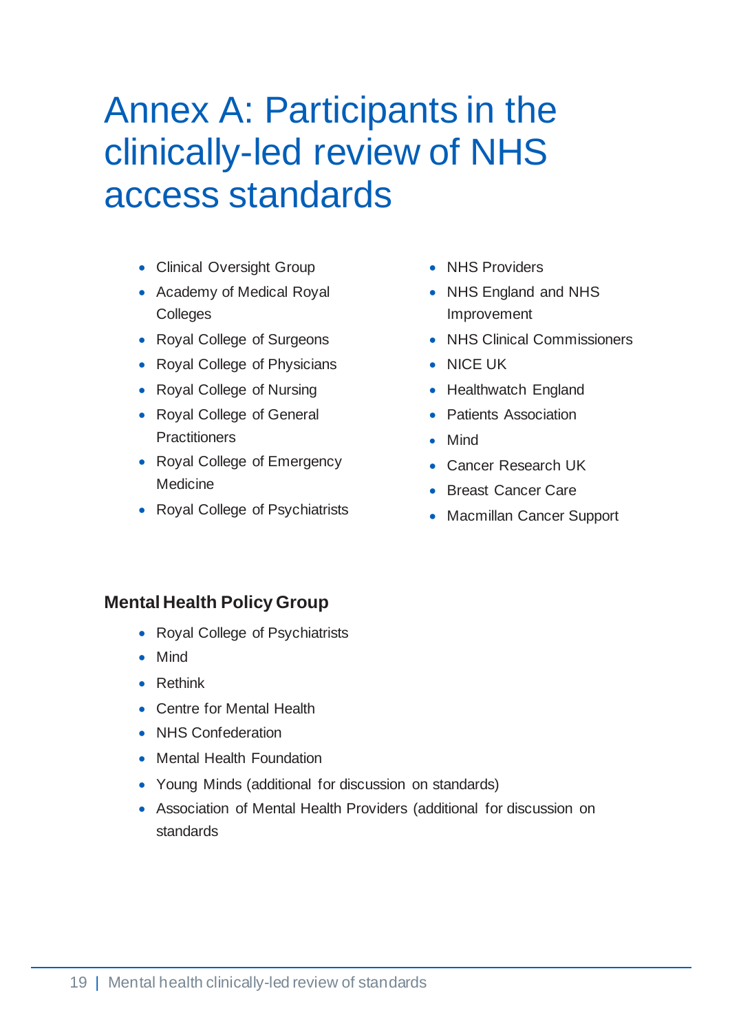# Annex A: Participants in the clinically-led review of NHS access standards

- Clinical Oversight Group
- Academy of Medical Royal Colleges
- Royal College of Surgeons
- Royal College of Physicians
- Royal College of Nursing
- Royal College of General Practitioners
- Royal College of Emergency Medicine
- Royal College of Psychiatrists
- NHS Providers
- NHS England and NHS Improvement
- NHS Clinical Commissioners
- NICE UK
- Healthwatch England
- Patients Association
- Mind
- Cancer Research UK
- Breast Cancer Care
- Macmillan Cancer Support

**Mental Health Policy Group**

- Royal College of Psychiatrists
- Mind
- Rethink
- Centre for Mental Health
- NHS Confederation
- Mental Health Foundation
- Young Minds (additional for discussion on standards)
- Association of Mental Health Providers (additional for discussion on standards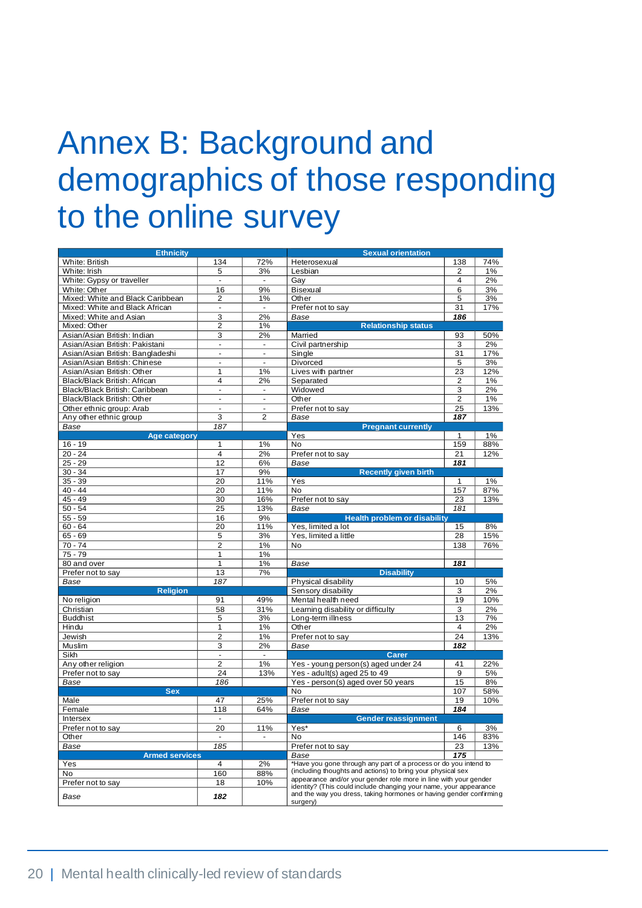# Annex B: Background and demographics of those responding to the online survey

| Ethnicity | | |
|---|---|---|
| White: British | 134 | 72% |
| White: Irish | 5 | 3% |
| White: Gypsy or traveller | - | - |
| White: Other | 16 | 9% |
| Mixed: White and Black Caribbean | 2 | 1% |
| Mixed: White and Black African | - | - |
| Mixed: White and Asian | 3 | 2% |
| Mixed: Other | 2 | 1% |
| Asian/Asian British: Indian | 3 | 2% |
| Asian/Asian British: Pakistani | - | - |
| Asian/Asian British: Bangladeshi | - | - |
| Asian/Asian British: Chinese | - | - |
| Asian/Asian British: Other | 1 | 1% |
| Black/Black British: African | 4 | 2% |
| Black/Black British: Caribbean | - | - |
| Black/Black British: Other | - | - |
| Other ethnic group: Arab | - | - |
| Any other ethnic group | 3 | 2 |
| *Base* | *187* | |

| Age category | | |
|---|---|---|
| 16 - 19 | 1 | 1% |
| 20 - 24 | 4 | 2% |
| 25 - 29 | 12 | 6% |
| 30 - 34 | 17 | 9% |
| 35 - 39 | 20 | 11% |
| 40 - 44 | 20 | 11% |
| 45 - 49 | 30 | 16% |
| 50 - 54 | 25 | 13% |
| 55 - 59 | 16 | 9% |
| 60 - 64 | 20 | 11% |
| 65 - 69 | 5 | 3% |
| 70 - 74 | 2 | 1% |
| 75 - 79 | 1 | 1% |
| 80 and over | 1 | 1% |
| Prefer not to say | 13 | 7% |
| *Base* | *187* | |

| Religion | | |
|---|---|---|
| No religion | 91 | 49% |
| Christian | 58 | 31% |
| Buddhist | 5 | 3% |
| Hindu | 1 | 1% |
| Jewish | 2 | 1% |
| Muslim | 3 | 2% |
| Sikh | - | - |
| Any other religion | 2 | 1% |
| Prefer not to say | 24 | 13% |
| *Base* | *186* | |

| Sex | | |
|---|---|---|
| Male | 47 | 25% |
| Female | 118 | 64% |
| Intersex | - | |
| Prefer not to say | 20 | 11% |
| Other | - | - |
| *Base* | *185* | |

| Armed services | | |
|---|---|---|
| Yes | 4 | 2% |
| No | 160 | 88% |
| Prefer not to say | 18 | 10% |
| *Base* | ***182*** | |

| Sexual orientation | | |
|---|---|---|
| Heterosexual | 138 | 74% |
| Lesbian | 2 | 1% |
| Gay | 4 | 2% |
| Bisexual | 6 | 3% |
| Other | 5 | 3% |
| Prefer not to say | 31 | 17% |
| *Base* | ***186*** | |

| Relationship status | | |
|---|---|---|
| Married | 93 | 50% |
| Civil partnership | 3 | 2% |
| Single | 31 | 17% |
| Divorced | 5 | 3% |
| Lives with partner | 23 | 12% |
| Separated | 2 | 1% |
| Widowed | 3 | 2% |
| Other | 2 | 1% |
| Prefer not to say | 25 | 13% |
| *Base* | ***187*** | |

| Pregnant currently | | |
|---|---|---|
| Yes | 1 | 1% |
| No | 159 | 88% |
| Prefer not to say | 21 | 12% |
| *Base* | ***181*** | |

| Recently given birth | | |
|---|---|---|
| Yes | 1 | 1% |
| No | 157 | 87% |
| Prefer not to say | 23 | 13% |
| *Base* | *181* | |

| Health problem or disability | | |
|---|---|---|
| Yes, limited a lot | 15 | 8% |
| Yes, limited a little | 28 | 15% |
| No | 138 | 76% |
| *Base* | ***181*** | |

| Disability | | |
|---|---|---|
| Physical disability | 10 | 5% |
| Sensory disability | 3 | 2% |
| Mental health need | 19 | 10% |
| Learning disability or difficulty | 3 | 2% |
| Long-term illness | 13 | 7% |
| Other | 4 | 2% |
| Prefer not to say | 24 | 13% |
| *Base* | ***182*** | |

| Carer | | |
|---|---|---|
| Yes - young person(s) aged under 24 | 41 | 22% |
| Yes - adult(s) aged 25 to 49 | 9 | 5% |
| Yes - person(s) aged over 50 years | 15 | 8% |
| No | 107 | 58% |
| Prefer not to say | 19 | 10% |
| *Base* | ***184*** | |

| Gender reassignment | | |
|---|---|---|
| Yes* | 6 | 3% |
| No | 146 | 83% |
| Prefer not to say | 23 | 13% |
| *Base* | ***175*** | |

*Have you gone through any part of a process or do you intend to (including thoughts and actions) to bring your physical sex appearance and/or your gender role more in line with your gender identity? (This could include changing your name, your appearance and the way you dress, taking hormones or having gender confirming surgery)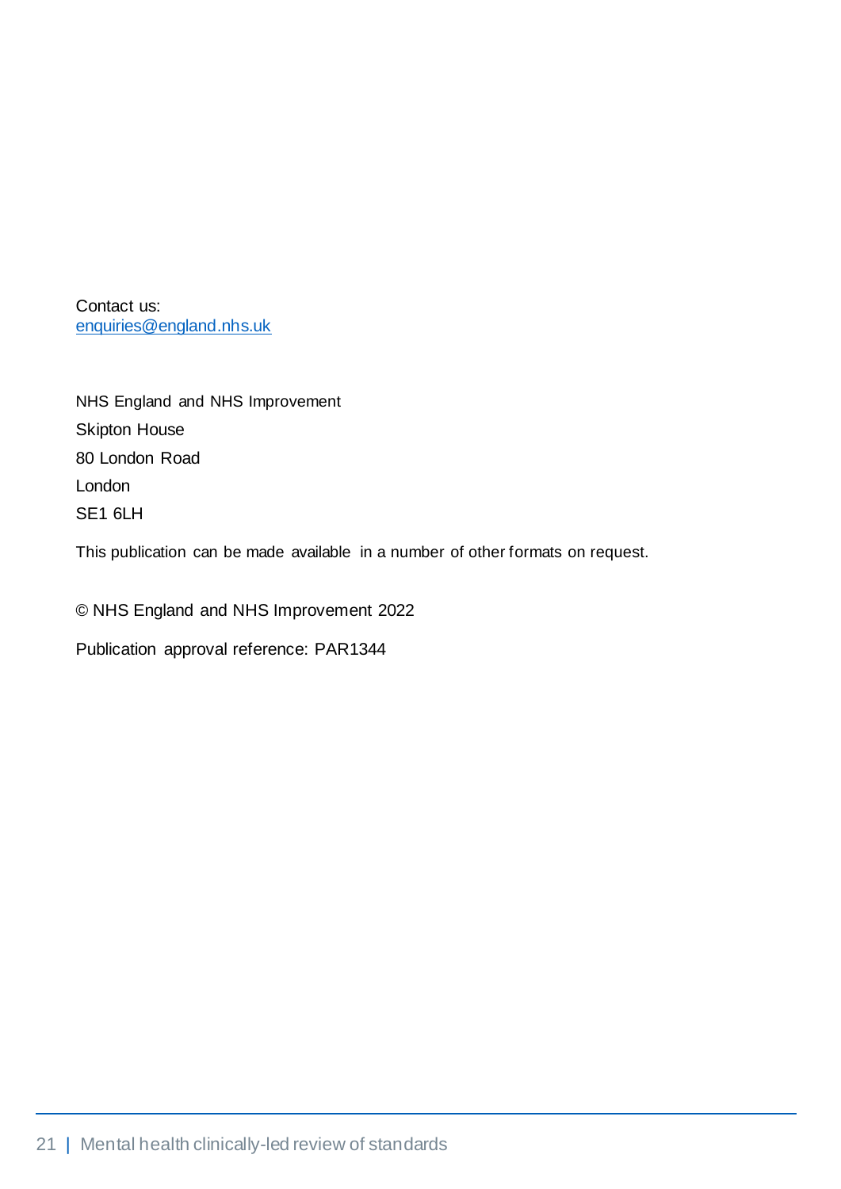Contact us:
enquiries@england.nhs.uk

NHS England and NHS Improvement
Skipton House
80 London Road
London
SE1 6LH

This publication can be made available in a number of other formats on request.

© NHS England and NHS Improvement 2022

Publication approval reference: PAR1344